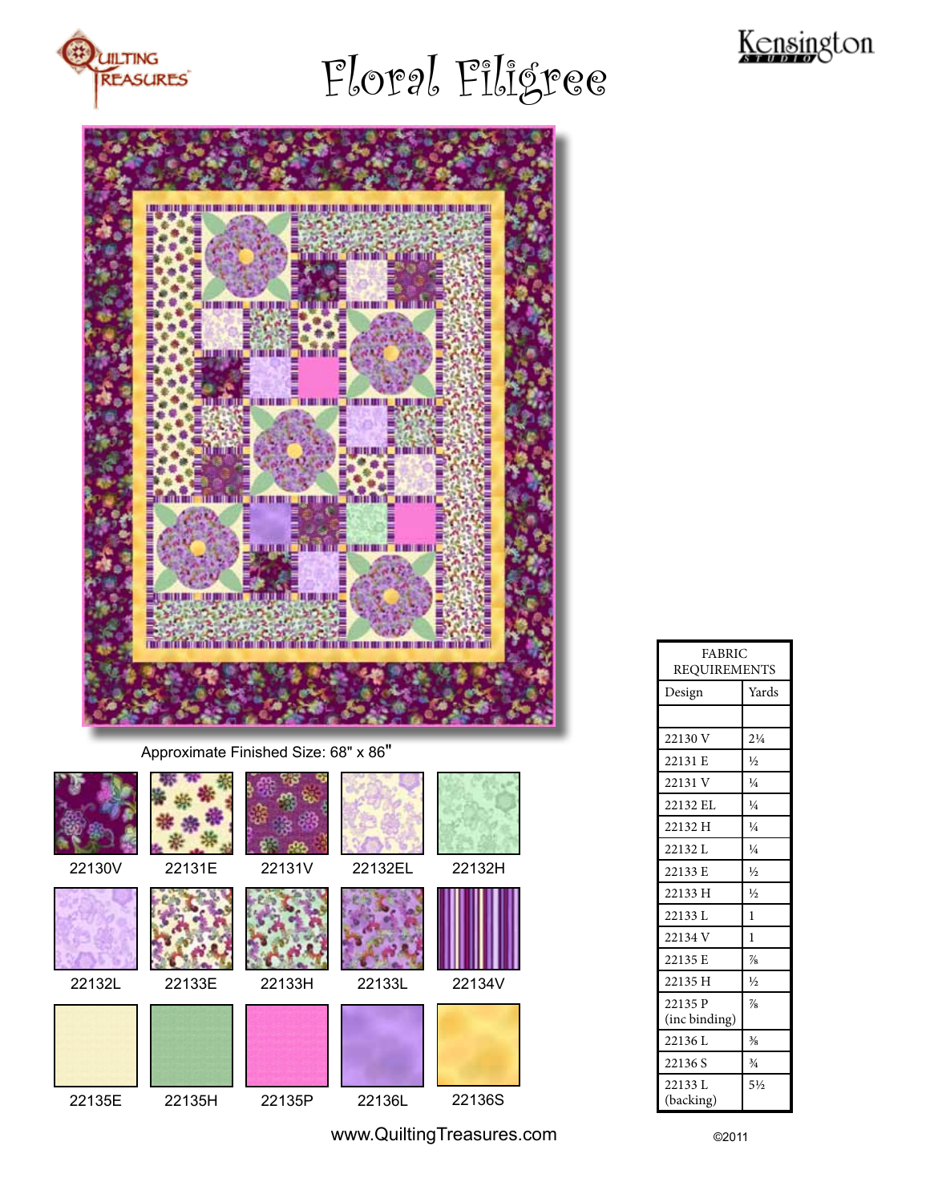Quilting Treasures

# Floral Filigree

Kensington Studio

Approximate Finished Size: 68" x 86"

22130V | 22131E | 22131V | 22132EL | 22132H

22132L | 22133E | 22133H | 22133L | 22134V

22135E | 22135H | 22135P | 22136L | 22136S

| FABRIC REQUIREMENTS | |
|---|---|
| Design | Yards |
| | |
| 22130 V | 2¼ |
| 22131 E | ½ |
| 22131 V | ¼ |
| 22132 EL | ¼ |
| 22132 H | ¼ |
| 22132 L | ¼ |
| 22133 E | ½ |
| 22133 H | ½ |
| 22133 L | 1 |
| 22134 V | 1 |
| 22135 E | ⅞ |
| 22135 H | ½ |
| 22135 P (inc binding) | ⅞ |
| 22136 L | ⅜ |
| 22136 S | ¾ |
| 22133 L (backing) | 5½ |

www.QuiltingTreasures.com

©2011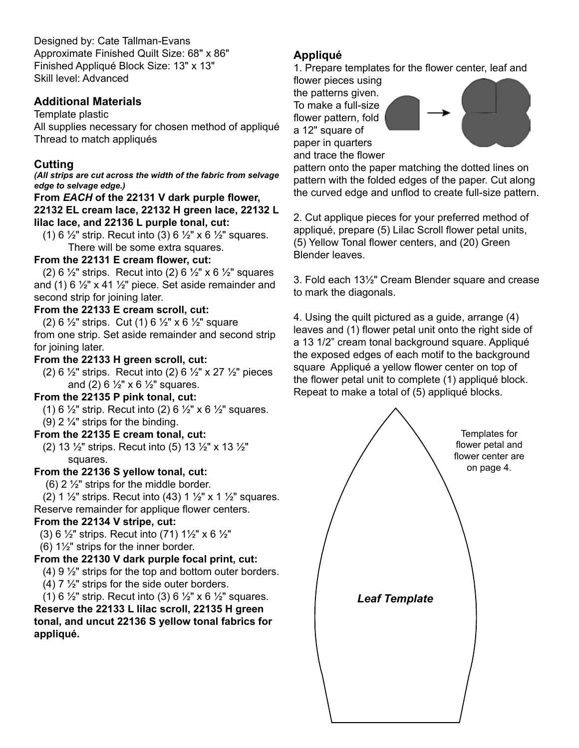Designed by: Cate Tallman-Evans
Approximate Finished Quilt Size: 68" x 86"
Finished Appliqué Block Size: 13" x 13"
Skill level: Advanced

## Additional Materials

Template plastic
All supplies necessary for chosen method of appliqué
Thread to match appliqués

## Cutting

***(All strips are cut across the width of the fabric from selvage edge to selvage edge.)***

**From *EACH* of the 22131 V dark purple flower, 22132 EL cream lace, 22132 H green lace, 22132 L lilac lace, and 22136 L purple tonal, cut:**

(1) 6 ½" strip. Recut into (3) 6 ½" x 6 ½" squares. There will be some extra squares.

**From the 22131 E cream flower, cut:**

(2) 6 ½" strips. Recut into (2) 6 ½" x 6 ½" squares and (1) 6 ½" x 41 ½" piece. Set aside remainder and second strip for joining later.

**From the 22133 E cream scroll, cut:**

(2) 6 ½" strips. Cut (1) 6 ½" x 6 ½" square from one strip. Set aside remainder and second strip for joining later.

**From the 22133 H green scroll, cut:**

(2) 6 ½" strips. Recut into (2) 6 ½" x 27 ½" pieces and (2) 6 ½" x 6 ½" squares.

**From the 22135 P pink tonal, cut:**

(1) 6 ½" strip. Recut into (2) 6 ½" x 6 ½" squares.
(9) 2 ¼" strips for the binding.

**From the 22135 E cream tonal, cut:**

(2) 13 ½" strips. Recut into (5) 13 ½" x 13 ½" squares.

**From the 22136 S yellow tonal, cut:**

(6) 2 ½" strips for the middle border.
(2) 1 ½" strips. Recut into (43) 1 ½" x 1 ½" squares. Reserve remainder for applique flower centers.

**From the 22134 V stripe, cut:**

(3) 6 ½" strips. Recut into (71) 1½" x 6 ½"
(6) 1½" strips for the inner border.

**From the 22130 V dark purple focal print, cut:**

(4) 9 ½" strips for the top and bottom outer borders.
(4) 7 ½" strips for the side outer borders.
(1) 6 ½" strip. Recut into (3) 6 ½" x 6 ½" squares.

**Reserve the 22133 L lilac scroll, 22135 H green tonal, and uncut 22136 S yellow tonal fabrics for appliqué.**

## Appliqué

1. Prepare templates for the flower center, leaf and flower pieces using the patterns given. To make a full-size flower pattern, fold a 12" square of paper in quarters and trace the flower pattern onto the paper matching the dotted lines on pattern with the folded edges of the paper. Cut along the curved edge and unflod to create full-size pattern.

2. Cut applique pieces for your preferred method of appliqué, prepare (5) Lilac Scroll flower petal units, (5) Yellow Tonal flower centers, and (20) Green Blender leaves.

3. Fold each 13½" Cream Blender square and crease to mark the diagonals.

4. Using the quilt pictured as a guide, arrange (4) leaves and (1) flower petal unit onto the right side of a 13 1/2" cream tonal background square. Appliqué the exposed edges of each motif to the background square Appliqué a yellow flower center on top of the flower petal unit to complete (1) appliqué block. Repeat to make a total of (5) appliqué blocks.

Templates for flower petal and flower center are on page 4.

***Leaf Template***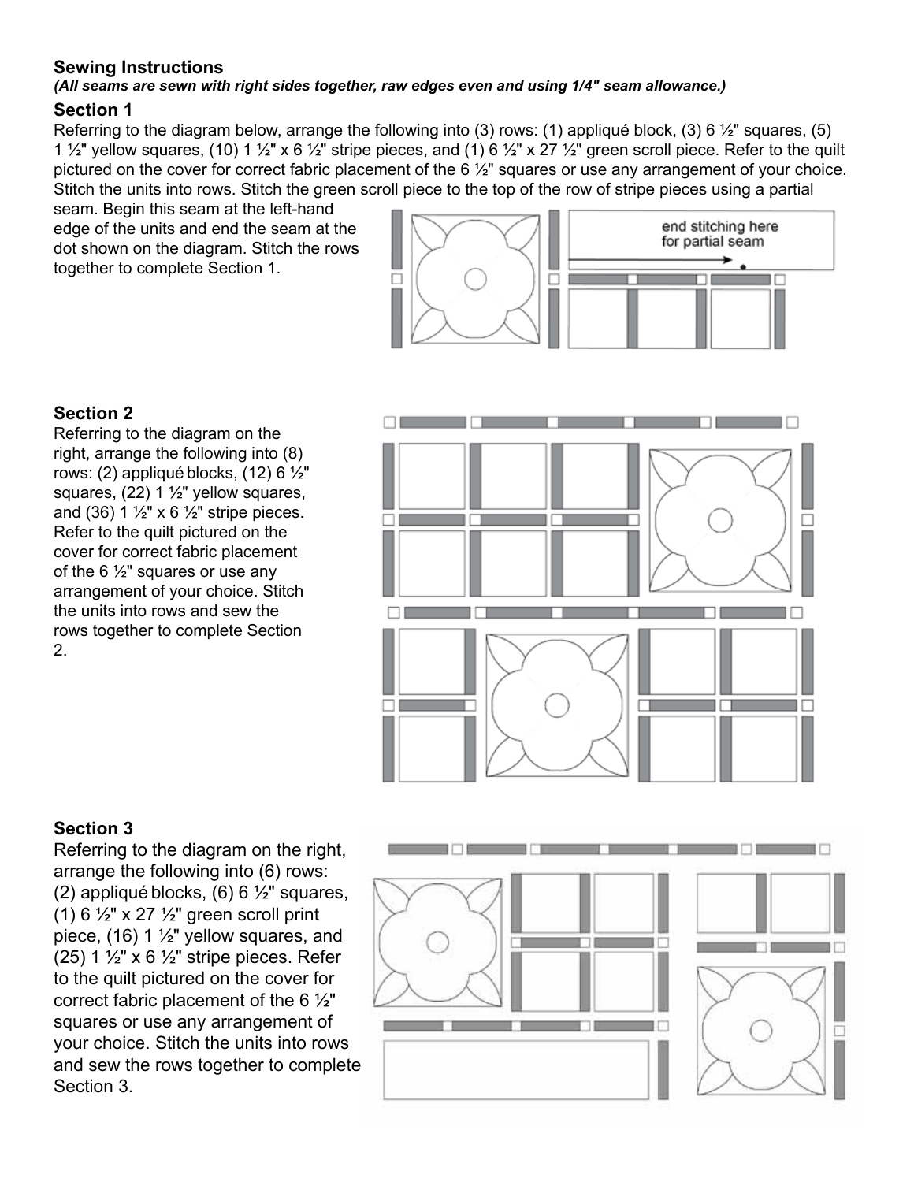## Sewing Instructions

***(All seams are sewn with right sides together, raw edges even and using 1/4" seam allowance.)***

### Section 1

Referring to the diagram below, arrange the following into (3) rows: (1) appliqué block, (3) 6 ½" squares, (5) 1 ½" yellow squares, (10) 1 ½" x 6 ½" stripe pieces, and (1) 6 ½" x 27 ½" green scroll piece. Refer to the quilt pictured on the cover for correct fabric placement of the 6 ½" squares or use any arrangement of your choice. Stitch the units into rows. Stitch the green scroll piece to the top of the row of stripe pieces using a partial seam. Begin this seam at the left-hand edge of the units and end the seam at the dot shown on the diagram. Stitch the rows together to complete Section 1.

end stitching here for partial seam

### Section 2

Referring to the diagram on the right, arrange the following into (8) rows: (2) appliqué blocks, (12) 6 ½" squares, (22) 1 ½" yellow squares, and (36) 1 ½" x 6 ½" stripe pieces. Refer to the quilt pictured on the cover for correct fabric placement of the 6 ½" squares or use any arrangement of your choice. Stitch the units into rows and sew the rows together to complete Section 2.

### Section 3

Referring to the diagram on the right, arrange the following into (6) rows: (2) appliqué blocks, (6) 6 ½" squares, (1) 6 ½" x 27 ½" green scroll print piece, (16) 1 ½" yellow squares, and (25) 1 ½" x 6 ½" stripe pieces. Refer to the quilt pictured on the cover for correct fabric placement of the 6 ½" squares or use any arrangement of your choice. Stitch the units into rows and sew the rows together to complete Section 3.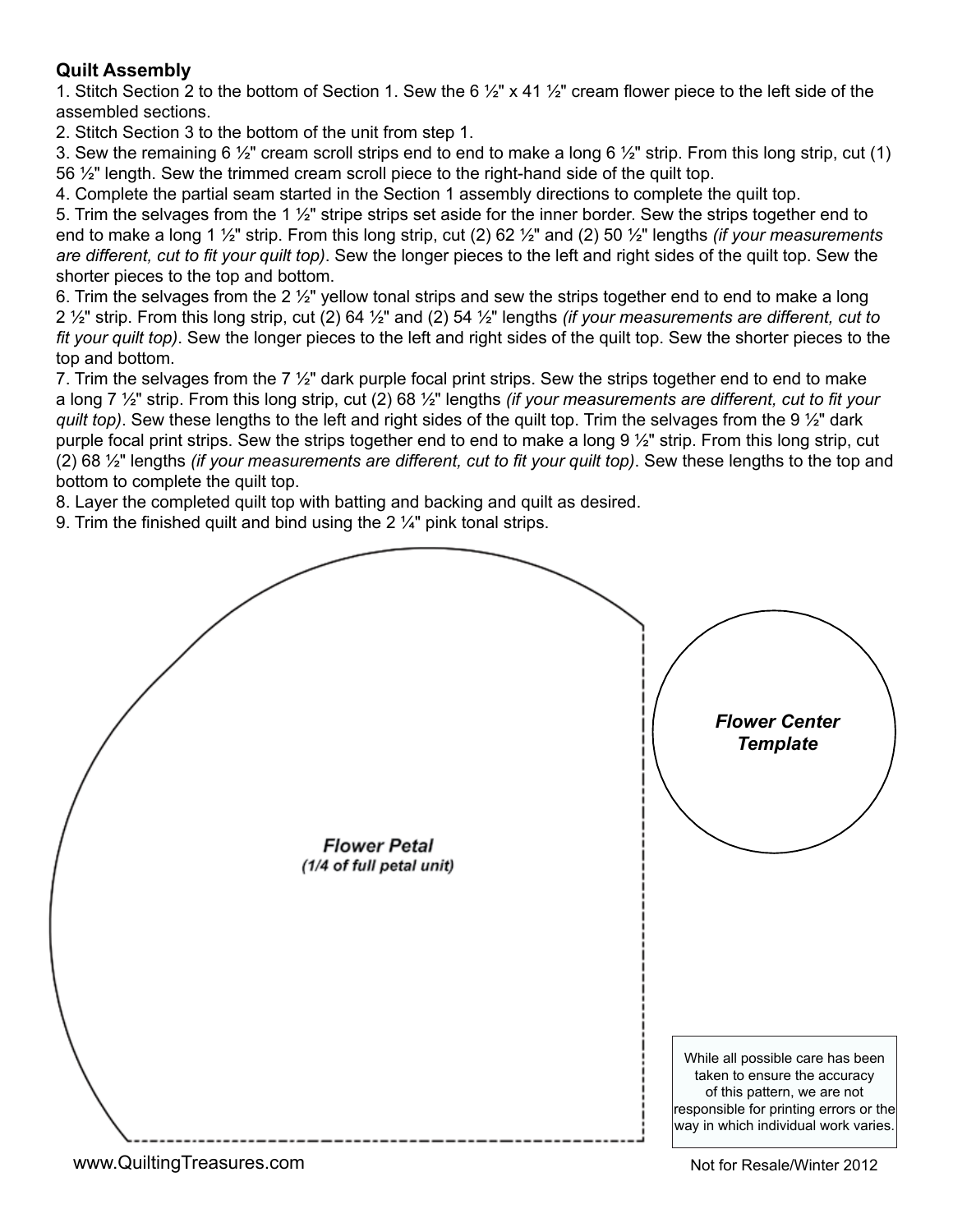**Quilt Assembly**

1. Stitch Section 2 to the bottom of Section 1. Sew the 6 ½" x 41 ½" cream flower piece to the left side of the assembled sections.
2. Stitch Section 3 to the bottom of the unit from step 1.
3. Sew the remaining 6 ½" cream scroll strips end to end to make a long 6 ½" strip. From this long strip, cut (1) 56 ½" length. Sew the trimmed cream scroll piece to the right-hand side of the quilt top.
4. Complete the partial seam started in the Section 1 assembly directions to complete the quilt top.
5. Trim the selvages from the 1 ½" stripe strips set aside for the inner border. Sew the strips together end to end to make a long 1 ½" strip. From this long strip, cut (2) 62 ½" and (2) 50 ½" lengths *(if your measurements are different, cut to fit your quilt top)*. Sew the longer pieces to the left and right sides of the quilt top. Sew the shorter pieces to the top and bottom.
6. Trim the selvages from the 2 ½" yellow tonal strips and sew the strips together end to end to make a long 2 ½" strip. From this long strip, cut (2) 64 ½" and (2) 54 ½" lengths *(if your measurements are different, cut to fit your quilt top)*. Sew the longer pieces to the left and right sides of the quilt top. Sew the shorter pieces to the top and bottom.
7. Trim the selvages from the 7 ½" dark purple focal print strips. Sew the strips together end to end to make a long 7 ½" strip. From this long strip, cut (2) 68 ½" lengths *(if your measurements are different, cut to fit your quilt top)*. Sew these lengths to the left and right sides of the quilt top. Trim the selvages from the 9 ½" dark purple focal print strips. Sew the strips together end to end to make a long 9 ½" strip. From this long strip, cut (2) 68 ½" lengths *(if your measurements are different, cut to fit your quilt top)*. Sew these lengths to the top and bottom to complete the quilt top.
8. Layer the completed quilt top with batting and backing and quilt as desired.
9. Trim the finished quilt and bind using the 2 ¼" pink tonal strips.

***Flower Petal***
***(1/4 of full petal unit)***

***Flower Center Template***

While all possible care has been taken to ensure the accuracy of this pattern, we are not responsible for printing errors or the way in which individual work varies.

www.QuiltingTreasures.com

Not for Resale/Winter 2012